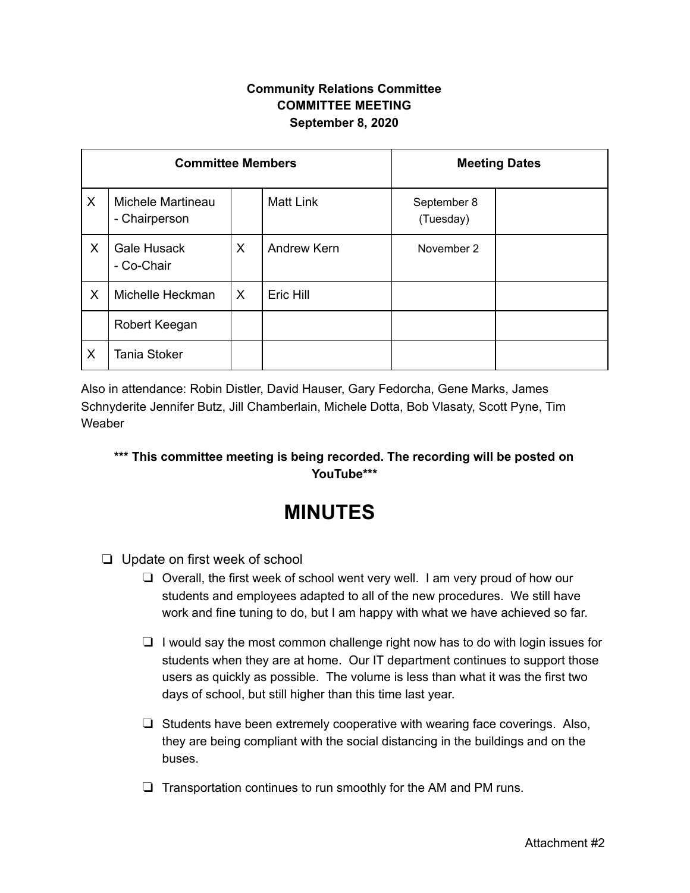**Community Relations Committee**
**COMMITTEE MEETING**
**September 8, 2020**

| Committee Members | | | | Meeting Dates | |
|---|---|---|---|---|---|
| X | Michele Martineau - Chairperson | | Matt Link | September 8 (Tuesday) | |
| X | Gale Husack - Co-Chair | X | Andrew Kern | November 2 | |
| X | Michelle Heckman | X | Eric Hill | | |
| | Robert Keegan | | | | |
| X | Tania Stoker | | | | |

Also in attendance: Robin Distler, David Hauser, Gary Fedorcha, Gene Marks, James Schnyderite Jennifer Butz, Jill Chamberlain, Michele Dotta, Bob Vlasaty, Scott Pyne, Tim Weaber

**\*\*\* This committee meeting is being recorded. The recording will be posted on YouTube\*\*\***

# MINUTES

- Update on first week of school
  - Overall, the first week of school went very well. I am very proud of how our students and employees adapted to all of the new procedures. We still have work and fine tuning to do, but I am happy with what we have achieved so far.
  - I would say the most common challenge right now has to do with login issues for students when they are at home. Our IT department continues to support those users as quickly as possible. The volume is less than what it was the first two days of school, but still higher than this time last year.
  - Students have been extremely cooperative with wearing face coverings. Also, they are being compliant with the social distancing in the buildings and on the buses.
  - Transportation continues to run smoothly for the AM and PM runs.

Attachment #2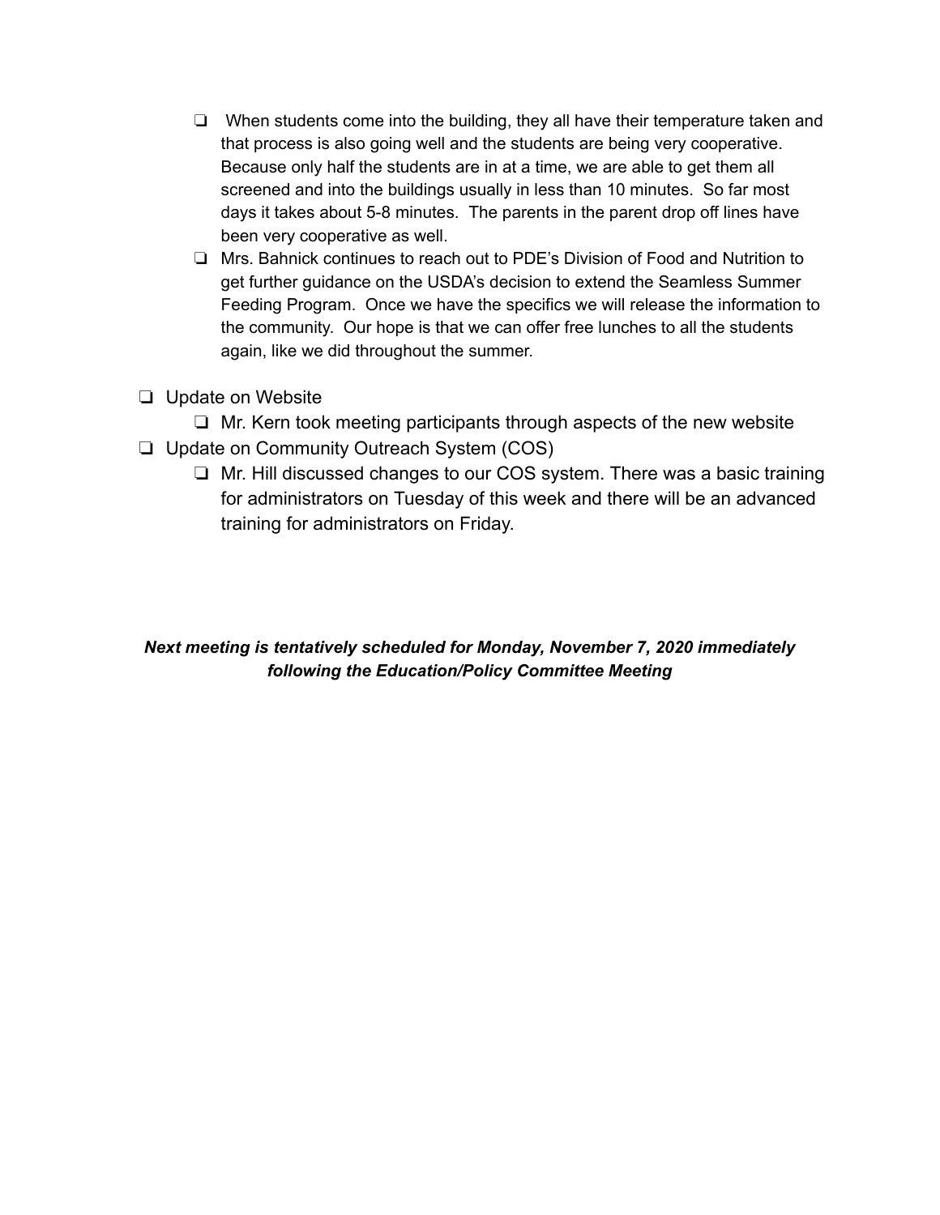- When students come into the building, they all have their temperature taken and that process is also going well and the students are being very cooperative. Because only half the students are in at a time, we are able to get them all screened and into the buildings usually in less than 10 minutes. So far most days it takes about 5-8 minutes. The parents in the parent drop off lines have been very cooperative as well.
    - Mrs. Bahnick continues to reach out to PDE's Division of Food and Nutrition to get further guidance on the USDA's decision to extend the Seamless Summer Feeding Program. Once we have the specifics we will release the information to the community. Our hope is that we can offer free lunches to all the students again, like we did throughout the summer.

- Update on Website
    - Mr. Kern took meeting participants through aspects of the new website
- Update on Community Outreach System (COS)
    - Mr. Hill discussed changes to our COS system. There was a basic training for administrators on Tuesday of this week and there will be an advanced training for administrators on Friday.

***Next meeting is tentatively scheduled for Monday, November 7, 2020 immediately following the Education/Policy Committee Meeting***